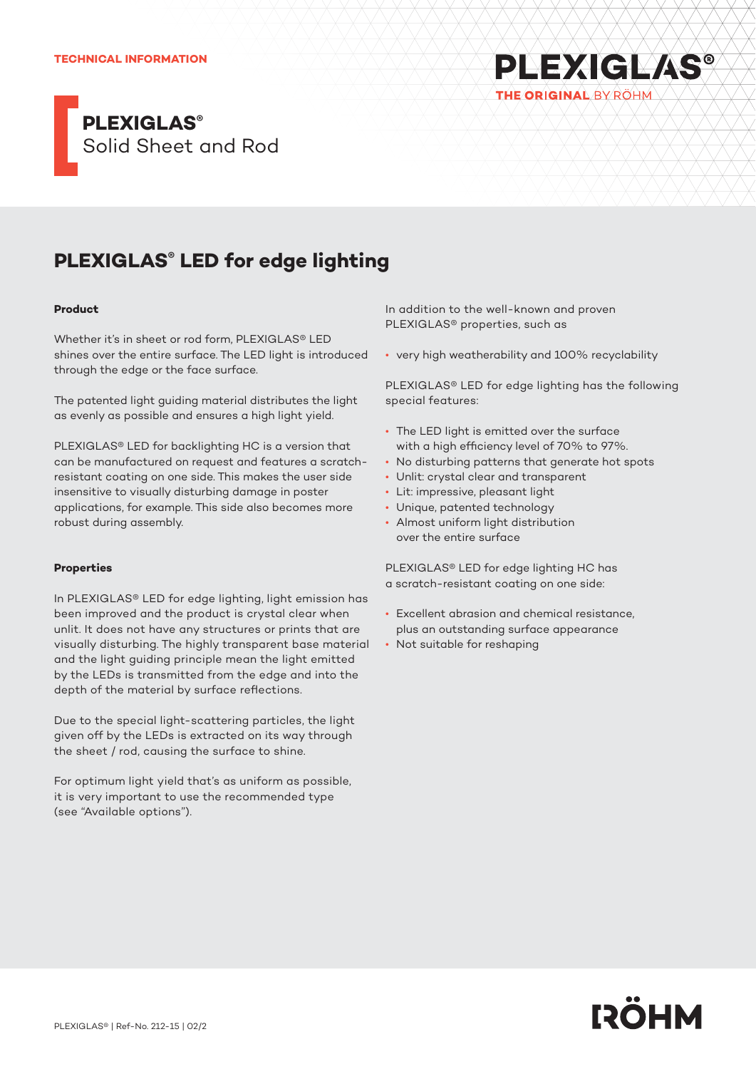TECHNICAL INFORMATION

PLEXIGLAS®
THE ORIGINAL BY RÖHM

**PLEXIGLAS®**
Solid Sheet and Rod

# PLEXIGLAS® LED for edge lighting

**Product**

Whether it's in sheet or rod form, PLEXIGLAS® LED shines over the entire surface. The LED light is introduced through the edge or the face surface.

The patented light guiding material distributes the light as evenly as possible and ensures a high light yield.

PLEXIGLAS® LED for backlighting HC is a version that can be manufactured on request and features a scratch-resistant coating on one side. This makes the user side insensitive to visually disturbing damage in poster applications, for example. This side also becomes more robust during assembly.

**Properties**

In PLEXIGLAS® LED for edge lighting, light emission has been improved and the product is crystal clear when unlit. It does not have any structures or prints that are visually disturbing. The highly transparent base material and the light guiding principle mean the light emitted by the LEDs is transmitted from the edge and into the depth of the material by surface reflections.

Due to the special light-scattering particles, the light given off by the LEDs is extracted on its way through the sheet / rod, causing the surface to shine.

For optimum light yield that's as uniform as possible, it is very important to use the recommended type (see "Available options").

In addition to the well-known and proven PLEXIGLAS® properties, such as

- very high weatherability and 100% recyclability

PLEXIGLAS® LED for edge lighting has the following special features:

- The LED light is emitted over the surface with a high efficiency level of 70% to 97%.
- No disturbing patterns that generate hot spots
- Unlit: crystal clear and transparent
- Lit: impressive, pleasant light
- Unique, patented technology
- Almost uniform light distribution over the entire surface

PLEXIGLAS® LED for edge lighting HC has a scratch-resistant coating on one side:

- Excellent abrasion and chemical resistance, plus an outstanding surface appearance
- Not suitable for reshaping

PLEXIGLAS® | Ref-No. 212-15 | 02/2

RÖHM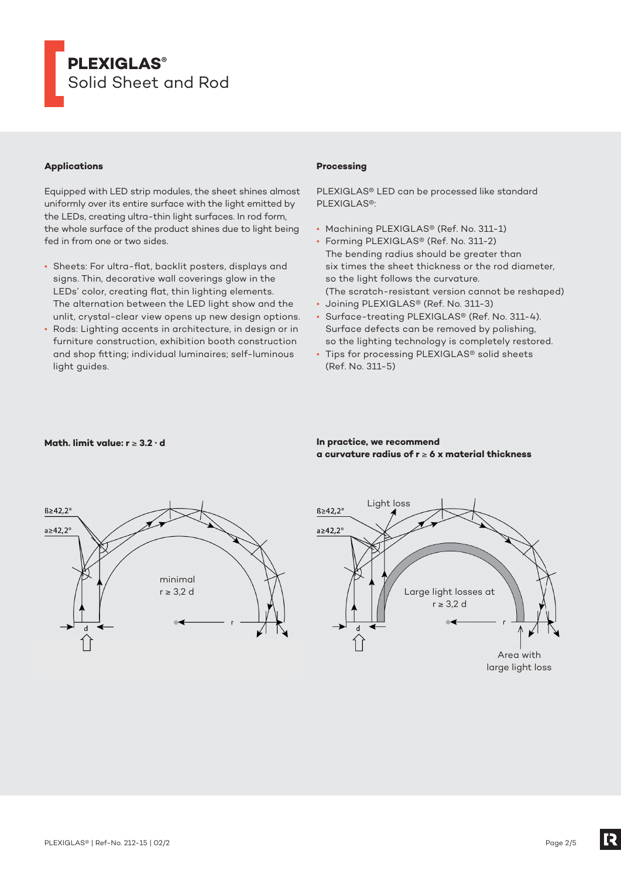# PLEXIGLAS®
Solid Sheet and Rod

#### Applications

Equipped with LED strip modules, the sheet shines almost uniformly over its entire surface with the light emitted by the LEDs, creating ultra-thin light surfaces. In rod form, the whole surface of the product shines due to light being fed in from one or two sides.

- Sheets: For ultra-flat, backlit posters, displays and signs. Thin, decorative wall coverings glow in the LEDs' color, creating flat, thin lighting elements. The alternation between the LED light show and the unlit, crystal-clear view opens up new design options.
- Rods: Lighting accents in architecture, in design or in furniture construction, exhibition booth construction and shop fitting; individual luminaires; self-luminous light guides.

#### Processing

PLEXIGLAS® LED can be processed like standard PLEXIGLAS®:

- Machining PLEXIGLAS® (Ref. No. 311-1)
- Forming PLEXIGLAS® (Ref. No. 311-2)
  The bending radius should be greater than six times the sheet thickness or the rod diameter, so the light follows the curvature.
  (The scratch-resistant version cannot be reshaped)
- Joining PLEXIGLAS® (Ref. No. 311-3)
- Surface-treating PLEXIGLAS® (Ref. No. 311-4).
  Surface defects can be removed by polishing, so the lighting technology is completely restored.
- Tips for processing PLEXIGLAS® solid sheets (Ref. No. 311-5)

**Math. limit value: $r \geq 3.2 \cdot d$**

ß≥42,2°
a≥42,2°
minimal
r ≥ 3,2 d
d
r

**In practice, we recommend a curvature radius of $r \geq 6$ x material thickness**

Light loss
ß≥42,2°
a≥42,2°
Large light losses at
r ≥ 3,2 d
d
r
Area with large light loss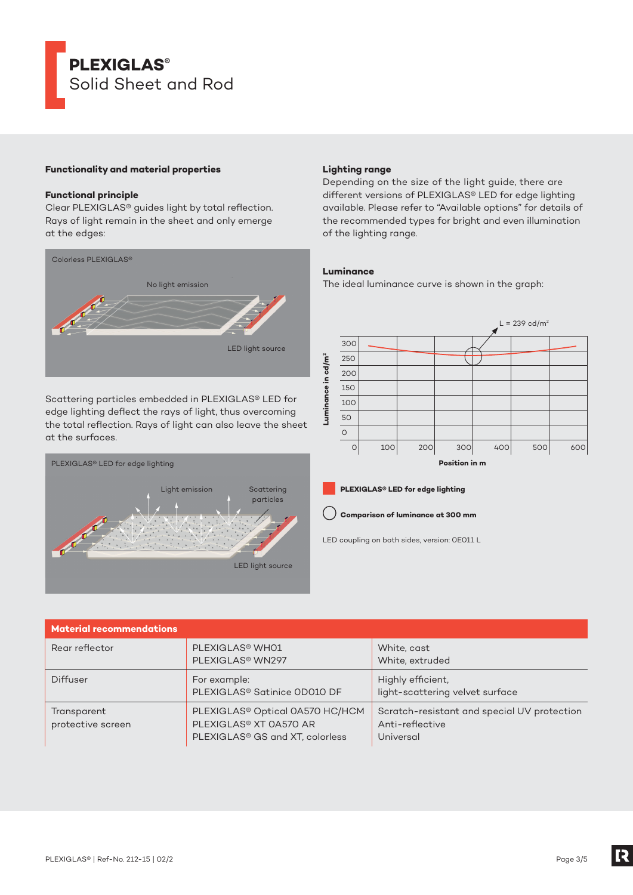# PLEXIGLAS®
Solid Sheet and Rod

## Functionality and material properties

### Functional principle

Clear PLEXIGLAS® guides light by total reflection. Rays of light remain in the sheet and only emerge at the edges:

Colorless PLEXIGLAS®

No light emission

LED light source

Scattering particles embedded in PLEXIGLAS® LED for edge lighting deflect the rays of light, thus overcoming the total reflection. Rays of light can also leave the sheet at the surfaces.

PLEXIGLAS® LED for edge lighting

Light emission

Scattering particles

LED light source

### Lighting range

Depending on the size of the light guide, there are different versions of PLEXIGLAS® LED for edge lighting available. Please refer to "Available options" for details of the recommended types for bright and even illumination of the lighting range.

### Luminance

The ideal luminance curve is shown in the graph:

L = 239 cd/m²

Luminance in cd/m²: 0, 50, 100, 150, 200, 250, 300

Position in m: 0, 100, 200, 300, 400, 500, 600

PLEXIGLAS® LED for edge lighting

Comparison of luminance at 300 mm

LED coupling on both sides, version: 0E011 L

| Material recommendations | | |
|---|---|---|
| Rear reflector | PLEXIGLAS® WH01<br>PLEXIGLAS® WN297 | White, cast<br>White, extruded |
| Diffuser | For example:<br>PLEXIGLAS® Satinice 0D010 DF | Highly efficient,<br>light-scattering velvet surface |
| Transparent protective screen | PLEXIGLAS® Optical 0A570 HC/HCM<br>PLEXIGLAS® XT 0A570 AR<br>PLEXIGLAS® GS and XT, colorless | Scratch-resistant and special UV protection<br>Anti-reflective<br>Universal |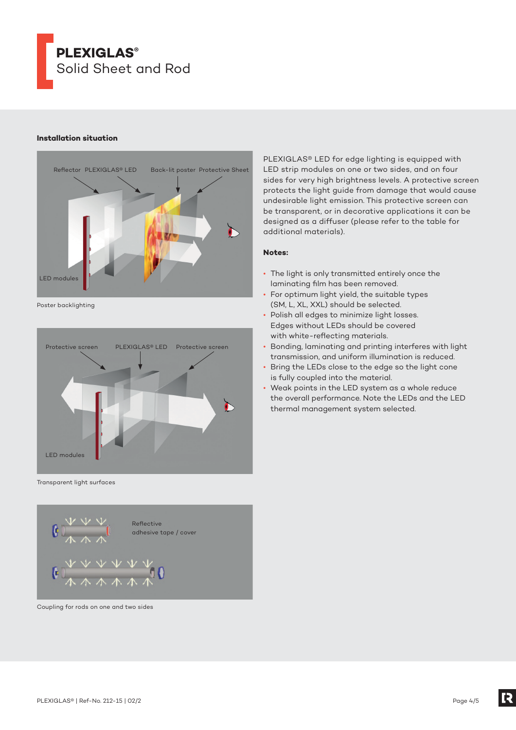# PLEXIGLAS®
## Solid Sheet and Rod

### Installation situation

Reflector PLEXIGLAS® LED Back-lit poster Protective Sheet

LED modules

Poster backlighting

Protective screen PLEXIGLAS® LED Protective screen

LED modules

Transparent light surfaces

Reflective adhesive tape / cover

Coupling for rods on one and two sides

PLEXIGLAS® LED for edge lighting is equipped with LED strip modules on one or two sides, and on four sides for very high brightness levels. A protective screen protects the light guide from damage that would cause undesirable light emission. This protective screen can be transparent, or in decorative applications it can be designed as a diffuser (please refer to the table for additional materials).

**Notes:**

- The light is only transmitted entirely once the laminating film has been removed.
- For optimum light yield, the suitable types (SM, L, XL, XXL) should be selected.
- Polish all edges to minimize light losses. Edges without LEDs should be covered with white-reflecting materials.
- Bonding, laminating and printing interferes with light transmission, and uniform illumination is reduced.
- Bring the LEDs close to the edge so the light cone is fully coupled into the material.
- Weak points in the LED system as a whole reduce the overall performance. Note the LEDs and the LED thermal management system selected.

PLEXIGLAS® | Ref-No. 212-15 | 02/2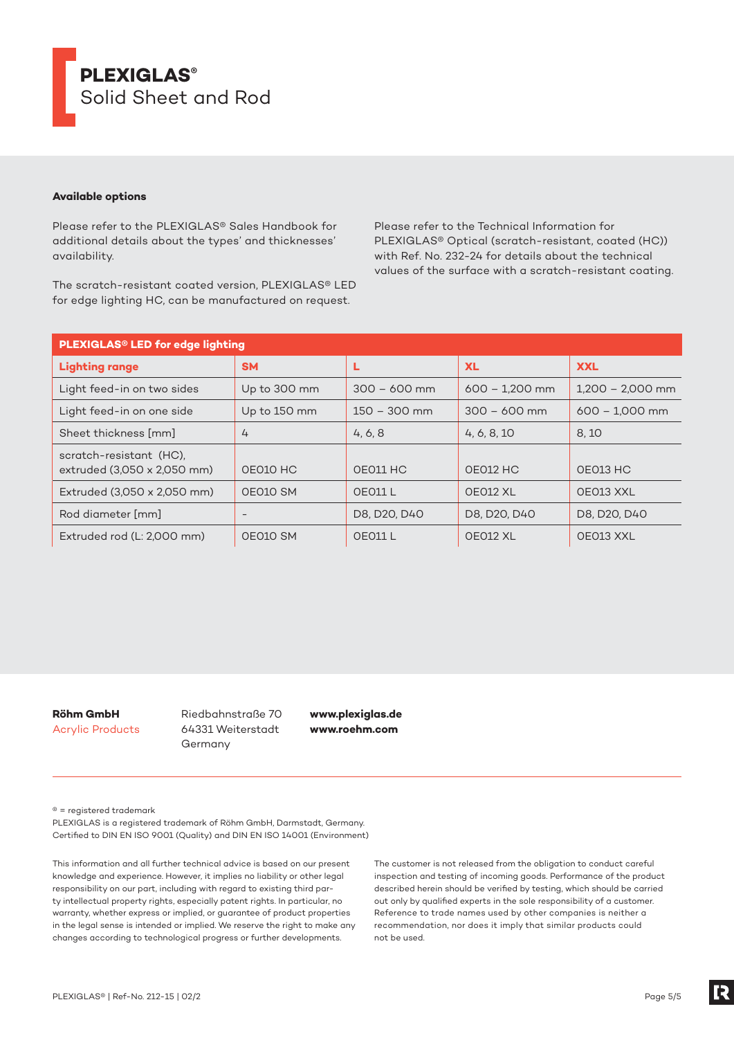**PLEXIGLAS®**
Solid Sheet and Rod

**Available options**

Please refer to the PLEXIGLAS® Sales Handbook for additional details about the types' and thicknesses' availability.

The scratch-resistant coated version, PLEXIGLAS® LED for edge lighting HC, can be manufactured on request.

Please refer to the Technical Information for PLEXIGLAS® Optical (scratch-resistant, coated (HC)) with Ref. No. 232-24 for details about the technical values of the surface with a scratch-resistant coating.

**PLEXIGLAS® LED for edge lighting**

| Lighting range | SM | L | XL | XXL |
|---|---|---|---|---|
| Light feed-in on two sides | Up to 300 mm | 300 – 600 mm | 600 – 1,200 mm | 1,200 – 2,000 mm |
| Light feed-in on one side | Up to 150 mm | 150 – 300 mm | 300 – 600 mm | 600 – 1,000 mm |
| Sheet thickness [mm] | 4 | 4, 6, 8 | 4, 6, 8, 10 | 8, 10 |
| scratch-resistant (HC), extruded (3,050 x 2,050 mm) | 0E010 HC | 0E011 HC | 0E012 HC | 0E013 HC |
| Extruded (3,050 x 2,050 mm) | 0E010 SM | 0E011 L | 0E012 XL | 0E013 XXL |
| Rod diameter [mm] | – | D8, D20, D40 | D8, D20, D40 | D8, D20, D40 |
| Extruded rod (L: 2,000 mm) | 0E010 SM | 0E011 L | 0E012 XL | 0E013 XXL |

**Röhm GmbH**
Acrylic Products

Riedbahnstraße 70
64331 Weiterstadt
Germany

**www.plexiglas.de**
**www.roehm.com**

® = registered trademark
PLEXIGLAS is a registered trademark of Röhm GmbH, Darmstadt, Germany.
Certified to DIN EN ISO 9001 (Quality) and DIN EN ISO 14001 (Environment)

This information and all further technical advice is based on our present knowledge and experience. However, it implies no liability or other legal responsibility on our part, including with regard to existing third party intellectual property rights, especially patent rights. In particular, no warranty, whether express or implied, or guarantee of product properties in the legal sense is intended or implied. We reserve the right to make any changes according to technological progress or further developments.

The customer is not released from the obligation to conduct careful inspection and testing of incoming goods. Performance of the product described herein should be verified by testing, which should be carried out only by qualified experts in the sole responsibility of a customer. Reference to trade names used by other companies is neither a recommendation, nor does it imply that similar products could not be used.

PLEXIGLAS® | Ref-No. 212-15 | 02/2